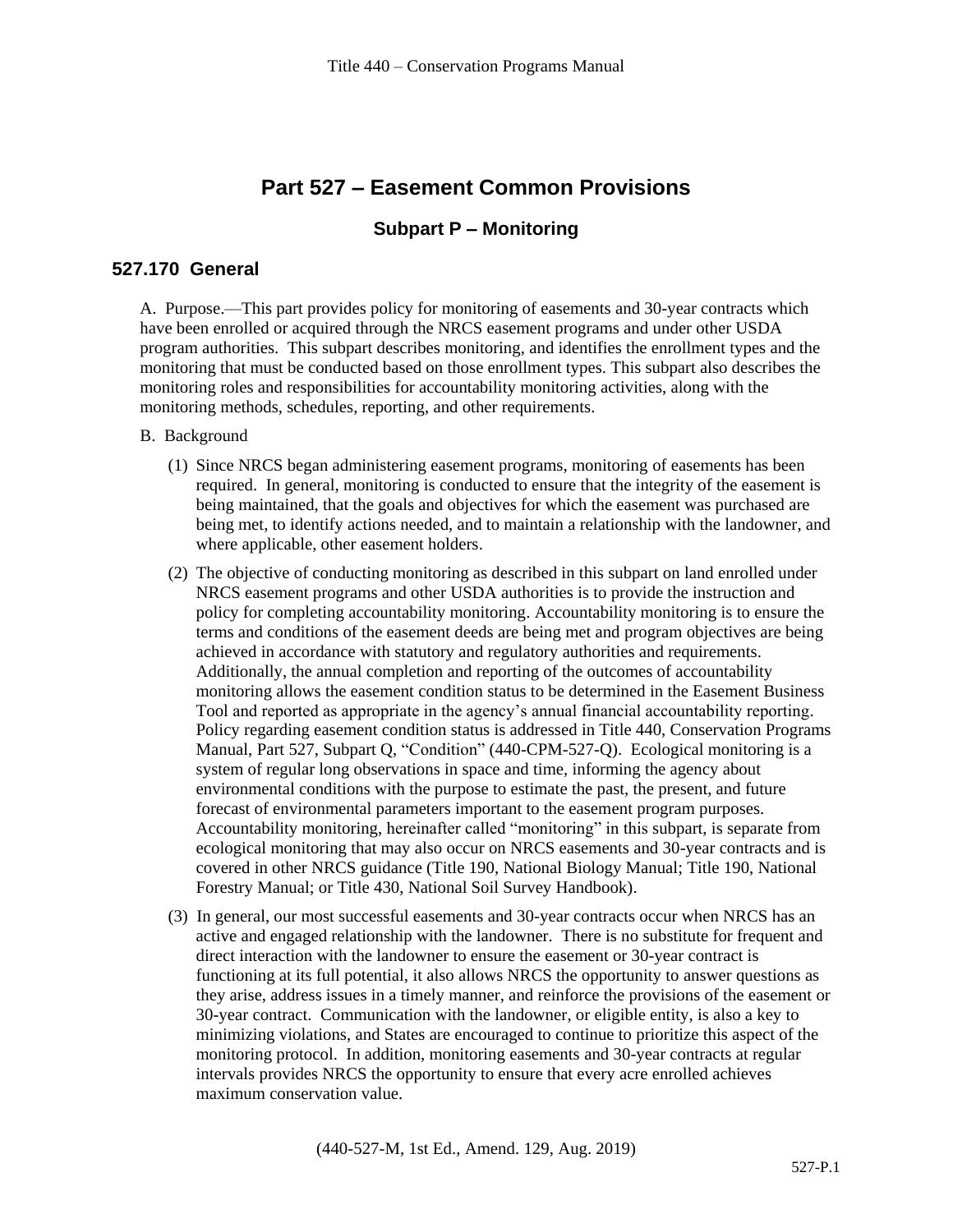# Part 527 – Easement Common Provisions

## Subpart P – Monitoring

### 527.170 General

A. Purpose.—This part provides policy for monitoring of easements and 30-year contracts which have been enrolled or acquired through the NRCS easement programs and under other USDA program authorities. This subpart describes monitoring, and identifies the enrollment types and the monitoring that must be conducted based on those enrollment types. This subpart also describes the monitoring roles and responsibilities for accountability monitoring activities, along with the monitoring methods, schedules, reporting, and other requirements.

B. Background

(1) Since NRCS began administering easement programs, monitoring of easements has been required. In general, monitoring is conducted to ensure that the integrity of the easement is being maintained, that the goals and objectives for which the easement was purchased are being met, to identify actions needed, and to maintain a relationship with the landowner, and where applicable, other easement holders.

(2) The objective of conducting monitoring as described in this subpart on land enrolled under NRCS easement programs and other USDA authorities is to provide the instruction and policy for completing accountability monitoring. Accountability monitoring is to ensure the terms and conditions of the easement deeds are being met and program objectives are being achieved in accordance with statutory and regulatory authorities and requirements. Additionally, the annual completion and reporting of the outcomes of accountability monitoring allows the easement condition status to be determined in the Easement Business Tool and reported as appropriate in the agency's annual financial accountability reporting. Policy regarding easement condition status is addressed in Title 440, Conservation Programs Manual, Part 527, Subpart Q, "Condition" (440-CPM-527-Q). Ecological monitoring is a system of regular long observations in space and time, informing the agency about environmental conditions with the purpose to estimate the past, the present, and future forecast of environmental parameters important to the easement program purposes. Accountability monitoring, hereinafter called "monitoring" in this subpart, is separate from ecological monitoring that may also occur on NRCS easements and 30-year contracts and is covered in other NRCS guidance (Title 190, National Biology Manual; Title 190, National Forestry Manual; or Title 430, National Soil Survey Handbook).

(3) In general, our most successful easements and 30-year contracts occur when NRCS has an active and engaged relationship with the landowner. There is no substitute for frequent and direct interaction with the landowner to ensure the easement or 30-year contract is functioning at its full potential, it also allows NRCS the opportunity to answer questions as they arise, address issues in a timely manner, and reinforce the provisions of the easement or 30-year contract. Communication with the landowner, or eligible entity, is also a key to minimizing violations, and States are encouraged to continue to prioritize this aspect of the monitoring protocol. In addition, monitoring easements and 30-year contracts at regular intervals provides NRCS the opportunity to ensure that every acre enrolled achieves maximum conservation value.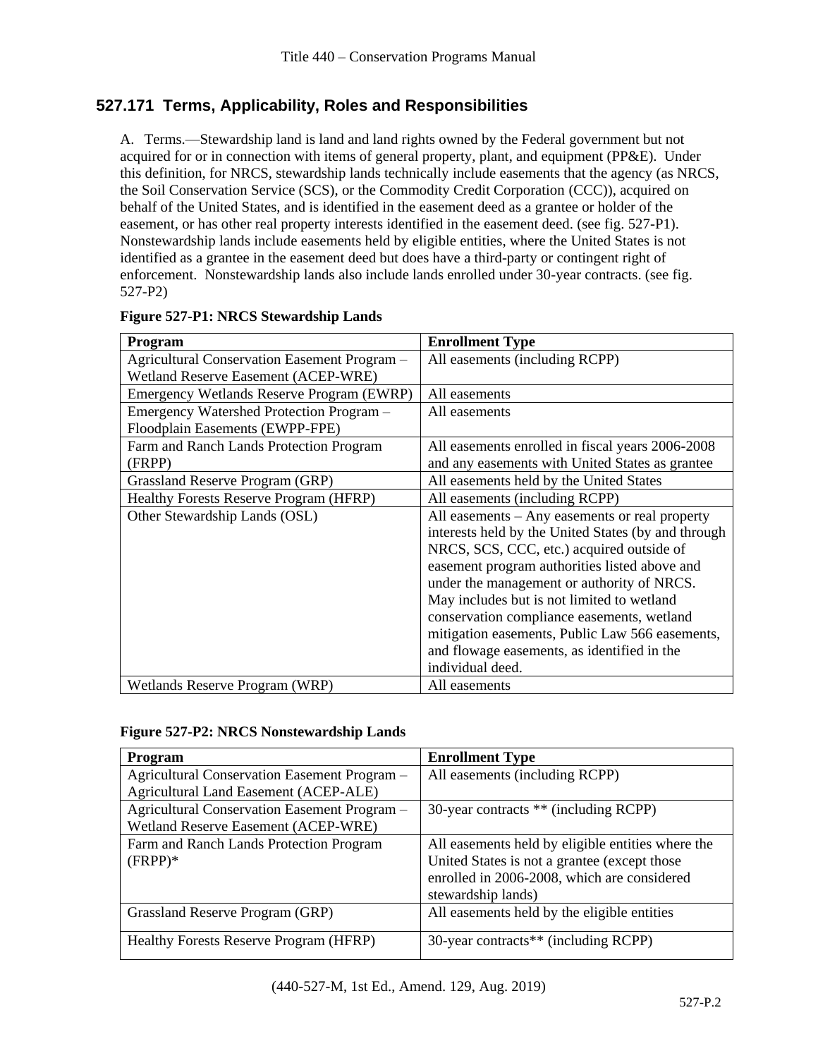## 527.171 Terms, Applicability, Roles and Responsibilities

A. Terms.—Stewardship land is land and land rights owned by the Federal government but not acquired for or in connection with items of general property, plant, and equipment (PP&E). Under this definition, for NRCS, stewardship lands technically include easements that the agency (as NRCS, the Soil Conservation Service (SCS), or the Commodity Credit Corporation (CCC)), acquired on behalf of the United States, and is identified in the easement deed as a grantee or holder of the easement, or has other real property interests identified in the easement deed. (see fig. 527-P1). Nonstewardship lands include easements held by eligible entities, where the United States is not identified as a grantee in the easement deed but does have a third-party or contingent right of enforcement. Nonstewardship lands also include lands enrolled under 30-year contracts. (see fig. 527-P2)

**Figure 527-P1: NRCS Stewardship Lands**

| Program | Enrollment Type |
|---|---|
| Agricultural Conservation Easement Program – Wetland Reserve Easement (ACEP-WRE) | All easements (including RCPP) |
| Emergency Wetlands Reserve Program (EWRP) | All easements |
| Emergency Watershed Protection Program – Floodplain Easements (EWPP-FPE) | All easements |
| Farm and Ranch Lands Protection Program (FRPP) | All easements enrolled in fiscal years 2006-2008 and any easements with United States as grantee |
| Grassland Reserve Program (GRP) | All easements held by the United States |
| Healthy Forests Reserve Program (HFRP) | All easements (including RCPP) |
| Other Stewardship Lands (OSL) | All easements – Any easements or real property interests held by the United States (by and through NRCS, SCS, CCC, etc.) acquired outside of easement program authorities listed above and under the management or authority of NRCS. May includes but is not limited to wetland conservation compliance easements, wetland mitigation easements, Public Law 566 easements, and flowage easements, as identified in the individual deed. |
| Wetlands Reserve Program (WRP) | All easements |

**Figure 527-P2: NRCS Nonstewardship Lands**

| Program | Enrollment Type |
|---|---|
| Agricultural Conservation Easement Program – Agricultural Land Easement (ACEP-ALE) | All easements (including RCPP) |
| Agricultural Conservation Easement Program – Wetland Reserve Easement (ACEP-WRE) | 30-year contracts ** (including RCPP) |
| Farm and Ranch Lands Protection Program (FRPP)* | All easements held by eligible entities where the United States is not a grantee (except those enrolled in 2006-2008, which are considered stewardship lands) |
| Grassland Reserve Program (GRP) | All easements held by the eligible entities |
| Healthy Forests Reserve Program (HFRP) | 30-year contracts** (including RCPP) |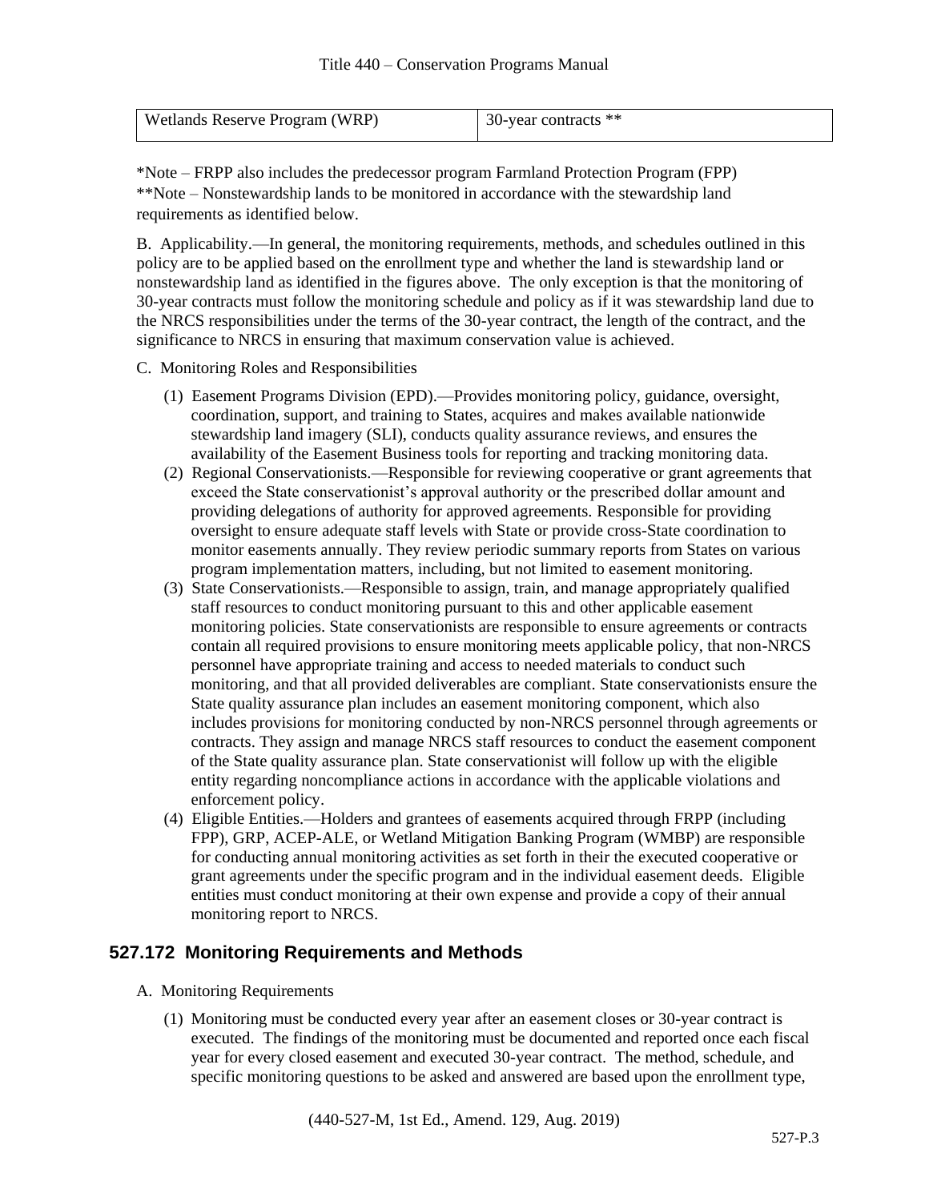| Wetlands Reserve Program (WRP) | 30-year contracts ** |
|---|---|

*Note – FRPP also includes the predecessor program Farmland Protection Program (FPP)
**Note – Nonstewardship lands to be monitored in accordance with the stewardship land requirements as identified below.

B. Applicability.—In general, the monitoring requirements, methods, and schedules outlined in this policy are to be applied based on the enrollment type and whether the land is stewardship land or nonstewardship land as identified in the figures above. The only exception is that the monitoring of 30-year contracts must follow the monitoring schedule and policy as if it was stewardship land due to the NRCS responsibilities under the terms of the 30-year contract, the length of the contract, and the significance to NRCS in ensuring that maximum conservation value is achieved.

C. Monitoring Roles and Responsibilities

(1) Easement Programs Division (EPD).—Provides monitoring policy, guidance, oversight, coordination, support, and training to States, acquires and makes available nationwide stewardship land imagery (SLI), conducts quality assurance reviews, and ensures the availability of the Easement Business tools for reporting and tracking monitoring data.

(2) Regional Conservationists.—Responsible for reviewing cooperative or grant agreements that exceed the State conservationist's approval authority or the prescribed dollar amount and providing delegations of authority for approved agreements. Responsible for providing oversight to ensure adequate staff levels with State or provide cross-State coordination to monitor easements annually. They review periodic summary reports from States on various program implementation matters, including, but not limited to easement monitoring.

(3) State Conservationists.—Responsible to assign, train, and manage appropriately qualified staff resources to conduct monitoring pursuant to this and other applicable easement monitoring policies. State conservationists are responsible to ensure agreements or contracts contain all required provisions to ensure monitoring meets applicable policy, that non-NRCS personnel have appropriate training and access to needed materials to conduct such monitoring, and that all provided deliverables are compliant. State conservationists ensure the State quality assurance plan includes an easement monitoring component, which also includes provisions for monitoring conducted by non-NRCS personnel through agreements or contracts. They assign and manage NRCS staff resources to conduct the easement component of the State quality assurance plan. State conservationist will follow up with the eligible entity regarding noncompliance actions in accordance with the applicable violations and enforcement policy.

(4) Eligible Entities.—Holders and grantees of easements acquired through FRPP (including FPP), GRP, ACEP-ALE, or Wetland Mitigation Banking Program (WMBP) are responsible for conducting annual monitoring activities as set forth in their the executed cooperative or grant agreements under the specific program and in the individual easement deeds. Eligible entities must conduct monitoring at their own expense and provide a copy of their annual monitoring report to NRCS.

## 527.172 Monitoring Requirements and Methods

A. Monitoring Requirements

(1) Monitoring must be conducted every year after an easement closes or 30-year contract is executed. The findings of the monitoring must be documented and reported once each fiscal year for every closed easement and executed 30-year contract. The method, schedule, and specific monitoring questions to be asked and answered are based upon the enrollment type,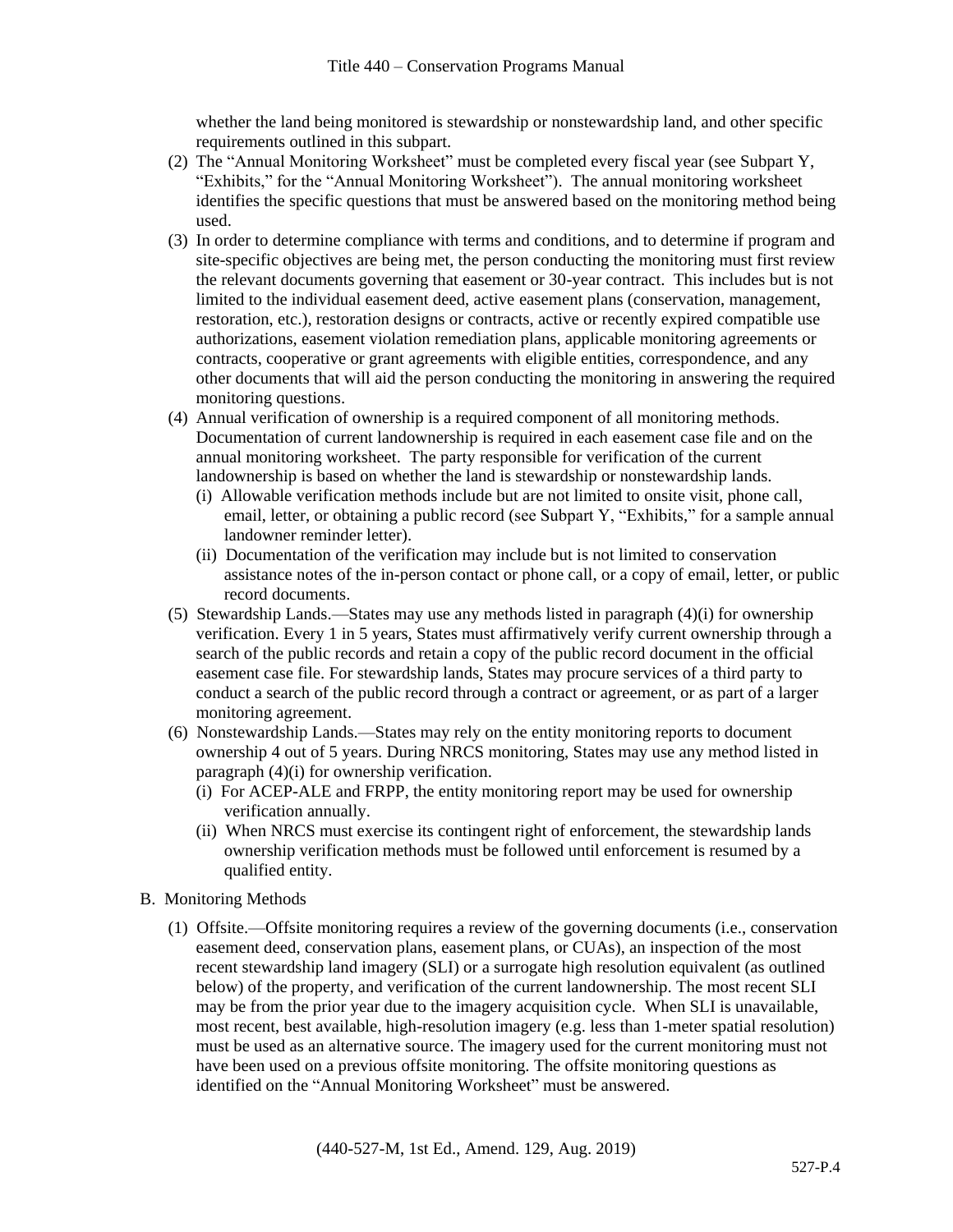whether the land being monitored is stewardship or nonstewardship land, and other specific requirements outlined in this subpart.

(2) The "Annual Monitoring Worksheet" must be completed every fiscal year (see Subpart Y, "Exhibits," for the "Annual Monitoring Worksheet"). The annual monitoring worksheet identifies the specific questions that must be answered based on the monitoring method being used.

(3) In order to determine compliance with terms and conditions, and to determine if program and site-specific objectives are being met, the person conducting the monitoring must first review the relevant documents governing that easement or 30-year contract. This includes but is not limited to the individual easement deed, active easement plans (conservation, management, restoration, etc.), restoration designs or contracts, active or recently expired compatible use authorizations, easement violation remediation plans, applicable monitoring agreements or contracts, cooperative or grant agreements with eligible entities, correspondence, and any other documents that will aid the person conducting the monitoring in answering the required monitoring questions.

(4) Annual verification of ownership is a required component of all monitoring methods. Documentation of current landownership is required in each easement case file and on the annual monitoring worksheet. The party responsible for verification of the current landownership is based on whether the land is stewardship or nonstewardship lands.

  (i) Allowable verification methods include but are not limited to onsite visit, phone call, email, letter, or obtaining a public record (see Subpart Y, "Exhibits," for a sample annual landowner reminder letter).

  (ii) Documentation of the verification may include but is not limited to conservation assistance notes of the in-person contact or phone call, or a copy of email, letter, or public record documents.

(5) Stewardship Lands.—States may use any methods listed in paragraph (4)(i) for ownership verification. Every 1 in 5 years, States must affirmatively verify current ownership through a search of the public records and retain a copy of the public record document in the official easement case file. For stewardship lands, States may procure services of a third party to conduct a search of the public record through a contract or agreement, or as part of a larger monitoring agreement.

(6) Nonstewardship Lands.—States may rely on the entity monitoring reports to document ownership 4 out of 5 years. During NRCS monitoring, States may use any method listed in paragraph (4)(i) for ownership verification.

  (i) For ACEP-ALE and FRPP, the entity monitoring report may be used for ownership verification annually.

  (ii) When NRCS must exercise its contingent right of enforcement, the stewardship lands ownership verification methods must be followed until enforcement is resumed by a qualified entity.

B. Monitoring Methods

(1) Offsite.—Offsite monitoring requires a review of the governing documents (i.e., conservation easement deed, conservation plans, easement plans, or CUAs), an inspection of the most recent stewardship land imagery (SLI) or a surrogate high resolution equivalent (as outlined below) of the property, and verification of the current landownership. The most recent SLI may be from the prior year due to the imagery acquisition cycle. When SLI is unavailable, most recent, best available, high-resolution imagery (e.g. less than 1-meter spatial resolution) must be used as an alternative source. The imagery used for the current monitoring must not have been used on a previous offsite monitoring. The offsite monitoring questions as identified on the "Annual Monitoring Worksheet" must be answered.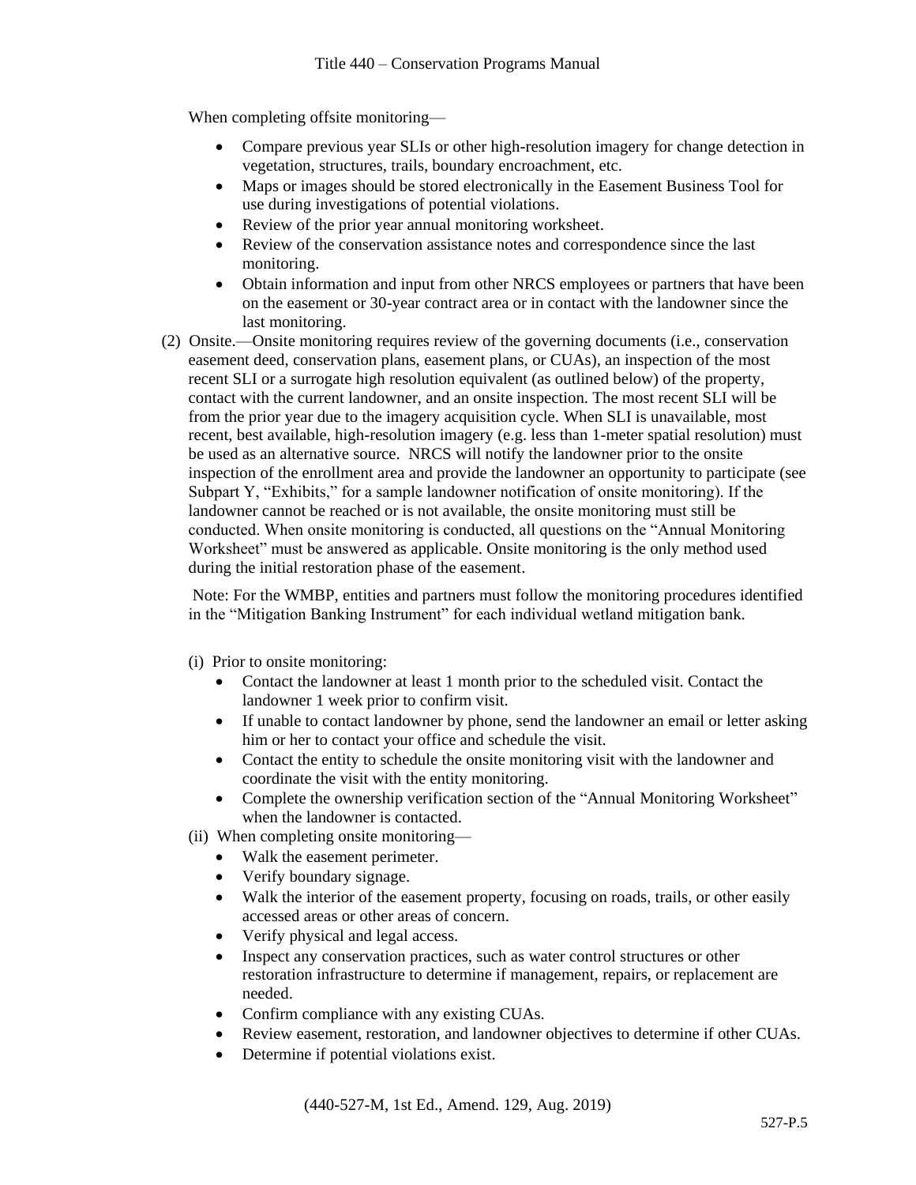When completing offsite monitoring—

- Compare previous year SLIs or other high-resolution imagery for change detection in vegetation, structures, trails, boundary encroachment, etc.
- Maps or images should be stored electronically in the Easement Business Tool for use during investigations of potential violations.
- Review of the prior year annual monitoring worksheet.
- Review of the conservation assistance notes and correspondence since the last monitoring.
- Obtain information and input from other NRCS employees or partners that have been on the easement or 30-year contract area or in contact with the landowner since the last monitoring.

(2) Onsite.—Onsite monitoring requires review of the governing documents (i.e., conservation easement deed, conservation plans, easement plans, or CUAs), an inspection of the most recent SLI or a surrogate high resolution equivalent (as outlined below) of the property, contact with the current landowner, and an onsite inspection. The most recent SLI will be from the prior year due to the imagery acquisition cycle. When SLI is unavailable, most recent, best available, high-resolution imagery (e.g. less than 1-meter spatial resolution) must be used as an alternative source. NRCS will notify the landowner prior to the onsite inspection of the enrollment area and provide the landowner an opportunity to participate (see Subpart Y, "Exhibits," for a sample landowner notification of onsite monitoring). If the landowner cannot be reached or is not available, the onsite monitoring must still be conducted. When onsite monitoring is conducted, all questions on the "Annual Monitoring Worksheet" must be answered as applicable. Onsite monitoring is the only method used during the initial restoration phase of the easement.

Note: For the WMBP, entities and partners must follow the monitoring procedures identified in the "Mitigation Banking Instrument" for each individual wetland mitigation bank.

(i) Prior to onsite monitoring:

- Contact the landowner at least 1 month prior to the scheduled visit. Contact the landowner 1 week prior to confirm visit.
- If unable to contact landowner by phone, send the landowner an email or letter asking him or her to contact your office and schedule the visit.
- Contact the entity to schedule the onsite monitoring visit with the landowner and coordinate the visit with the entity monitoring.
- Complete the ownership verification section of the "Annual Monitoring Worksheet" when the landowner is contacted.

(ii) When completing onsite monitoring—

- Walk the easement perimeter.
- Verify boundary signage.
- Walk the interior of the easement property, focusing on roads, trails, or other easily accessed areas or other areas of concern.
- Verify physical and legal access.
- Inspect any conservation practices, such as water control structures or other restoration infrastructure to determine if management, repairs, or replacement are needed.
- Confirm compliance with any existing CUAs.
- Review easement, restoration, and landowner objectives to determine if other CUAs.
- Determine if potential violations exist.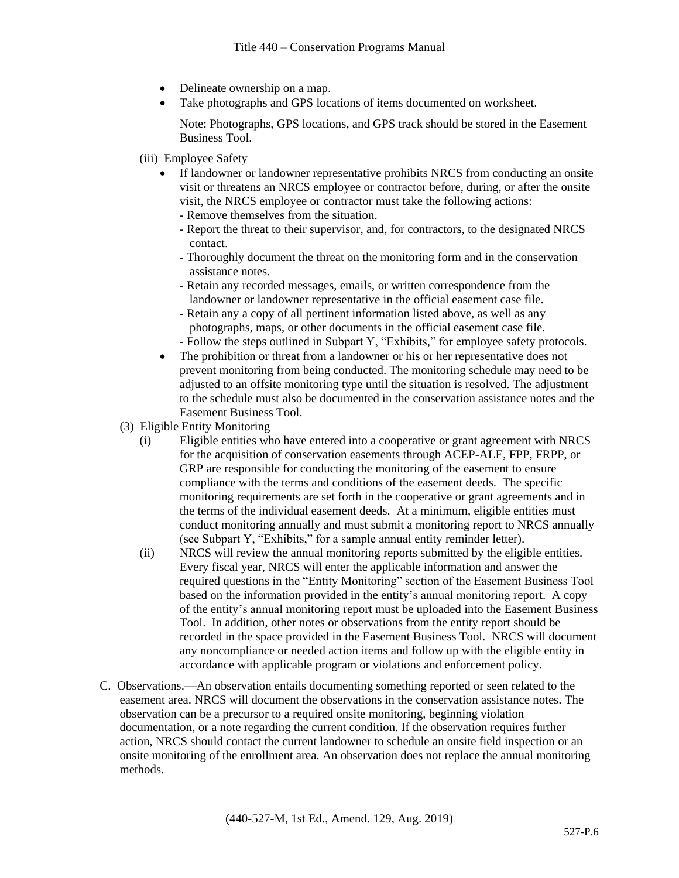- Delineate ownership on a map.
- Take photographs and GPS locations of items documented on worksheet.

  Note: Photographs, GPS locations, and GPS track should be stored in the Easement Business Tool.

(iii) Employee Safety

- If landowner or landowner representative prohibits NRCS from conducting an onsite visit or threatens an NRCS employee or contractor before, during, or after the onsite visit, the NRCS employee or contractor must take the following actions:
  - Remove themselves from the situation.
  - Report the threat to their supervisor, and, for contractors, to the designated NRCS contact.
  - Thoroughly document the threat on the monitoring form and in the conservation assistance notes.
  - Retain any recorded messages, emails, or written correspondence from the landowner or landowner representative in the official easement case file.
  - Retain any a copy of all pertinent information listed above, as well as any photographs, maps, or other documents in the official easement case file.
  - Follow the steps outlined in Subpart Y, "Exhibits," for employee safety protocols.
- The prohibition or threat from a landowner or his or her representative does not prevent monitoring from being conducted. The monitoring schedule may need to be adjusted to an offsite monitoring type until the situation is resolved. The adjustment to the schedule must also be documented in the conservation assistance notes and the Easement Business Tool.

(3) Eligible Entity Monitoring

(i) Eligible entities who have entered into a cooperative or grant agreement with NRCS for the acquisition of conservation easements through ACEP-ALE, FPP, FRPP, or GRP are responsible for conducting the monitoring of the easement to ensure compliance with the terms and conditions of the easement deeds. The specific monitoring requirements are set forth in the cooperative or grant agreements and in the terms of the individual easement deeds. At a minimum, eligible entities must conduct monitoring annually and must submit a monitoring report to NRCS annually (see Subpart Y, "Exhibits," for a sample annual entity reminder letter).

(ii) NRCS will review the annual monitoring reports submitted by the eligible entities. Every fiscal year, NRCS will enter the applicable information and answer the required questions in the "Entity Monitoring" section of the Easement Business Tool based on the information provided in the entity's annual monitoring report. A copy of the entity's annual monitoring report must be uploaded into the Easement Business Tool. In addition, other notes or observations from the entity report should be recorded in the space provided in the Easement Business Tool. NRCS will document any noncompliance or needed action items and follow up with the eligible entity in accordance with applicable program or violations and enforcement policy.

C. Observations.—An observation entails documenting something reported or seen related to the easement area. NRCS will document the observations in the conservation assistance notes. The observation can be a precursor to a required onsite monitoring, beginning violation documentation, or a note regarding the current condition. If the observation requires further action, NRCS should contact the current landowner to schedule an onsite field inspection or an onsite monitoring of the enrollment area. An observation does not replace the annual monitoring methods.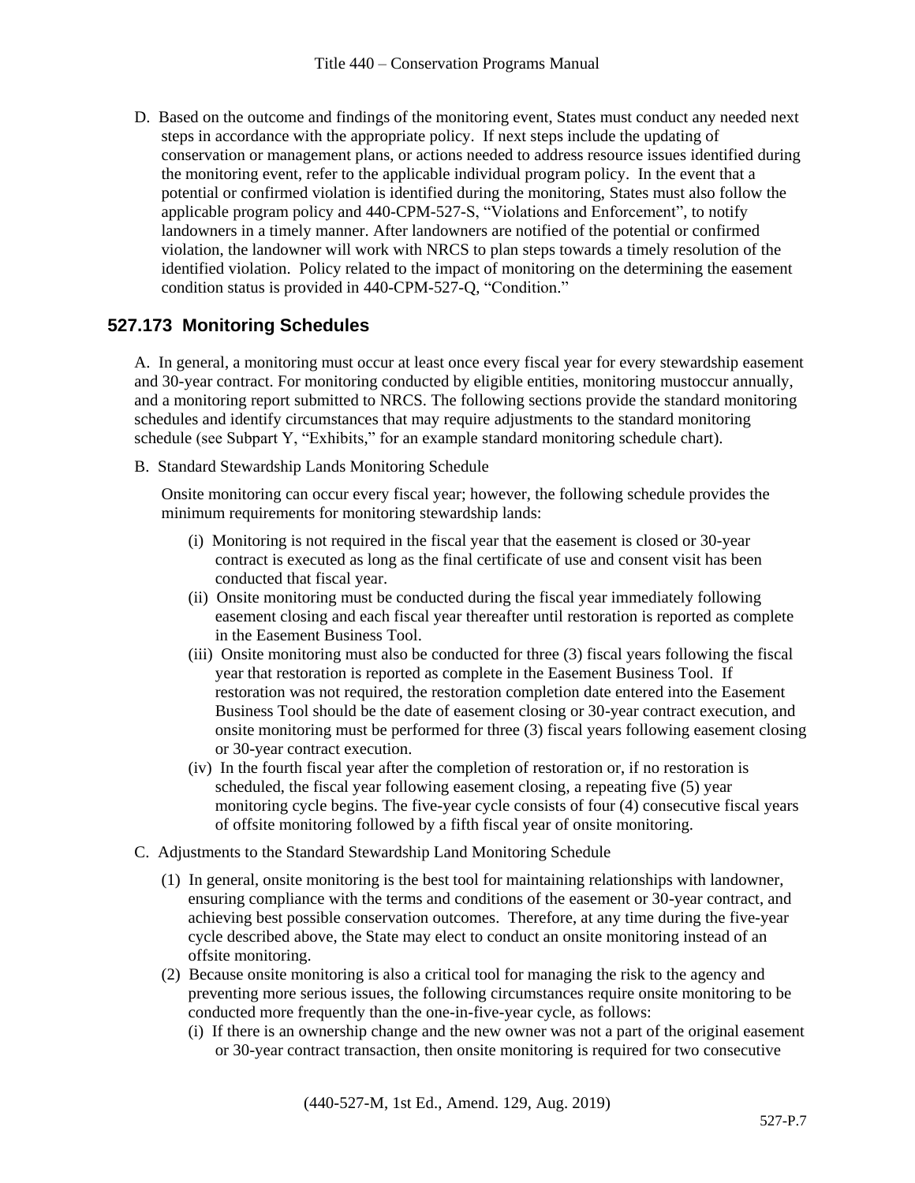D. Based on the outcome and findings of the monitoring event, States must conduct any needed next steps in accordance with the appropriate policy. If next steps include the updating of conservation or management plans, or actions needed to address resource issues identified during the monitoring event, refer to the applicable individual program policy. In the event that a potential or confirmed violation is identified during the monitoring, States must also follow the applicable program policy and 440-CPM-527-S, "Violations and Enforcement", to notify landowners in a timely manner. After landowners are notified of the potential or confirmed violation, the landowner will work with NRCS to plan steps towards a timely resolution of the identified violation. Policy related to the impact of monitoring on the determining the easement condition status is provided in 440-CPM-527-Q, "Condition."

## 527.173 Monitoring Schedules

A. In general, a monitoring must occur at least once every fiscal year for every stewardship easement and 30-year contract. For monitoring conducted by eligible entities, monitoring mustoccur annually, and a monitoring report submitted to NRCS. The following sections provide the standard monitoring schedules and identify circumstances that may require adjustments to the standard monitoring schedule (see Subpart Y, "Exhibits," for an example standard monitoring schedule chart).

B. Standard Stewardship Lands Monitoring Schedule

Onsite monitoring can occur every fiscal year; however, the following schedule provides the minimum requirements for monitoring stewardship lands:

(i) Monitoring is not required in the fiscal year that the easement is closed or 30-year contract is executed as long as the final certificate of use and consent visit has been conducted that fiscal year.

(ii) Onsite monitoring must be conducted during the fiscal year immediately following easement closing and each fiscal year thereafter until restoration is reported as complete in the Easement Business Tool.

(iii) Onsite monitoring must also be conducted for three (3) fiscal years following the fiscal year that restoration is reported as complete in the Easement Business Tool. If restoration was not required, the restoration completion date entered into the Easement Business Tool should be the date of easement closing or 30-year contract execution, and onsite monitoring must be performed for three (3) fiscal years following easement closing or 30-year contract execution.

(iv) In the fourth fiscal year after the completion of restoration or, if no restoration is scheduled, the fiscal year following easement closing, a repeating five (5) year monitoring cycle begins. The five-year cycle consists of four (4) consecutive fiscal years of offsite monitoring followed by a fifth fiscal year of onsite monitoring.

C. Adjustments to the Standard Stewardship Land Monitoring Schedule

(1) In general, onsite monitoring is the best tool for maintaining relationships with landowner, ensuring compliance with the terms and conditions of the easement or 30-year contract, and achieving best possible conservation outcomes. Therefore, at any time during the five-year cycle described above, the State may elect to conduct an onsite monitoring instead of an offsite monitoring.

(2) Because onsite monitoring is also a critical tool for managing the risk to the agency and preventing more serious issues, the following circumstances require onsite monitoring to be conducted more frequently than the one-in-five-year cycle, as follows:

(i) If there is an ownership change and the new owner was not a part of the original easement or 30-year contract transaction, then onsite monitoring is required for two consecutive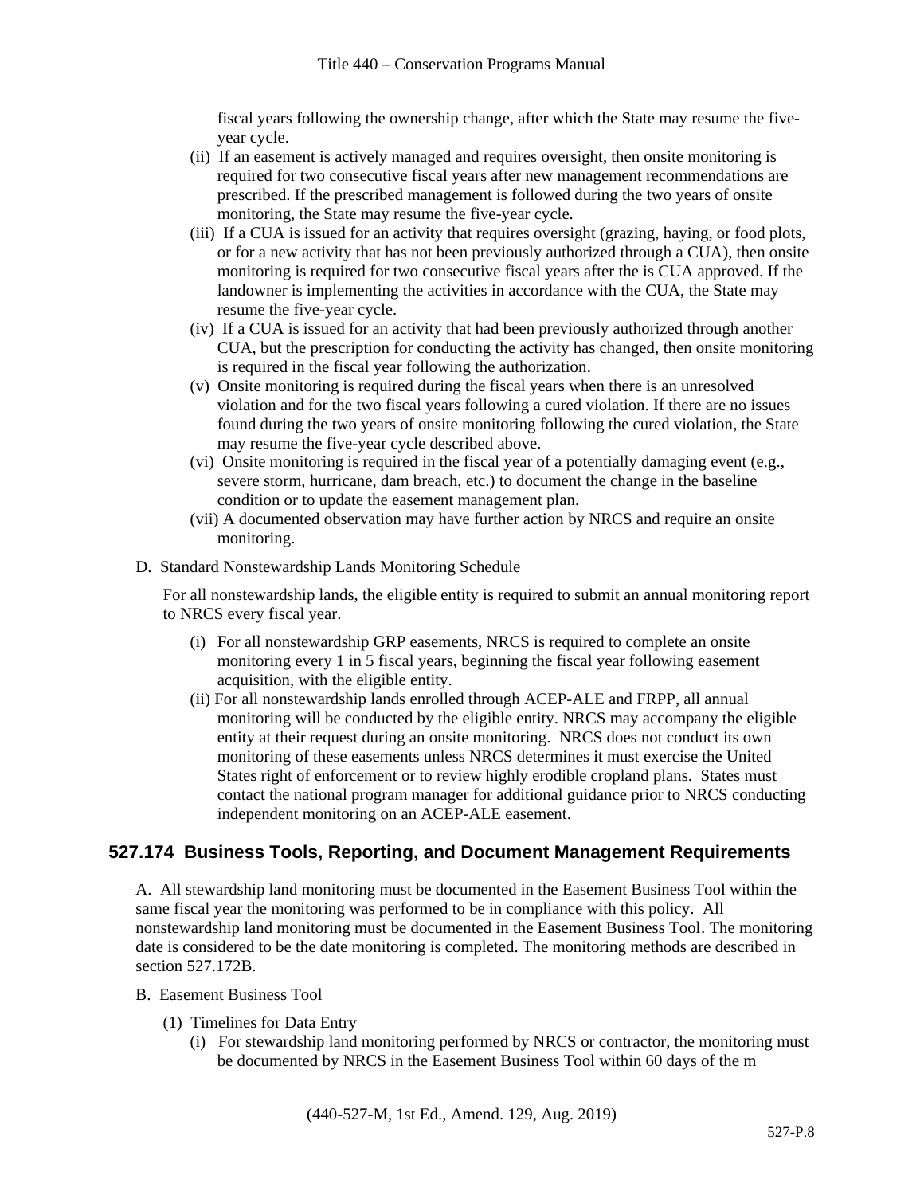fiscal years following the ownership change, after which the State may resume the five-year cycle.

(ii) If an easement is actively managed and requires oversight, then onsite monitoring is required for two consecutive fiscal years after new management recommendations are prescribed. If the prescribed management is followed during the two years of onsite monitoring, the State may resume the five-year cycle.

(iii) If a CUA is issued for an activity that requires oversight (grazing, haying, or food plots, or for a new activity that has not been previously authorized through a CUA), then onsite monitoring is required for two consecutive fiscal years after the is CUA approved. If the landowner is implementing the activities in accordance with the CUA, the State may resume the five-year cycle.

(iv) If a CUA is issued for an activity that had been previously authorized through another CUA, but the prescription for conducting the activity has changed, then onsite monitoring is required in the fiscal year following the authorization.

(v) Onsite monitoring is required during the fiscal years when there is an unresolved violation and for the two fiscal years following a cured violation. If there are no issues found during the two years of onsite monitoring following the cured violation, the State may resume the five-year cycle described above.

(vi) Onsite monitoring is required in the fiscal year of a potentially damaging event (e.g., severe storm, hurricane, dam breach, etc.) to document the change in the baseline condition or to update the easement management plan.

(vii) A documented observation may have further action by NRCS and require an onsite monitoring.

D. Standard Nonstewardship Lands Monitoring Schedule

For all nonstewardship lands, the eligible entity is required to submit an annual monitoring report to NRCS every fiscal year.

(i) For all nonstewardship GRP easements, NRCS is required to complete an onsite monitoring every 1 in 5 fiscal years, beginning the fiscal year following easement acquisition, with the eligible entity.

(ii) For all nonstewardship lands enrolled through ACEP-ALE and FRPP, all annual monitoring will be conducted by the eligible entity. NRCS may accompany the eligible entity at their request during an onsite monitoring. NRCS does not conduct its own monitoring of these easements unless NRCS determines it must exercise the United States right of enforcement or to review highly erodible cropland plans. States must contact the national program manager for additional guidance prior to NRCS conducting independent monitoring on an ACEP-ALE easement.

## 527.174 Business Tools, Reporting, and Document Management Requirements

A. All stewardship land monitoring must be documented in the Easement Business Tool within the same fiscal year the monitoring was performed to be in compliance with this policy. All nonstewardship land monitoring must be documented in the Easement Business Tool. The monitoring date is considered to be the date monitoring is completed. The monitoring methods are described in section 527.172B.

B. Easement Business Tool

(1) Timelines for Data Entry

(i) For stewardship land monitoring performed by NRCS or contractor, the monitoring must be documented by NRCS in the Easement Business Tool within 60 days of the m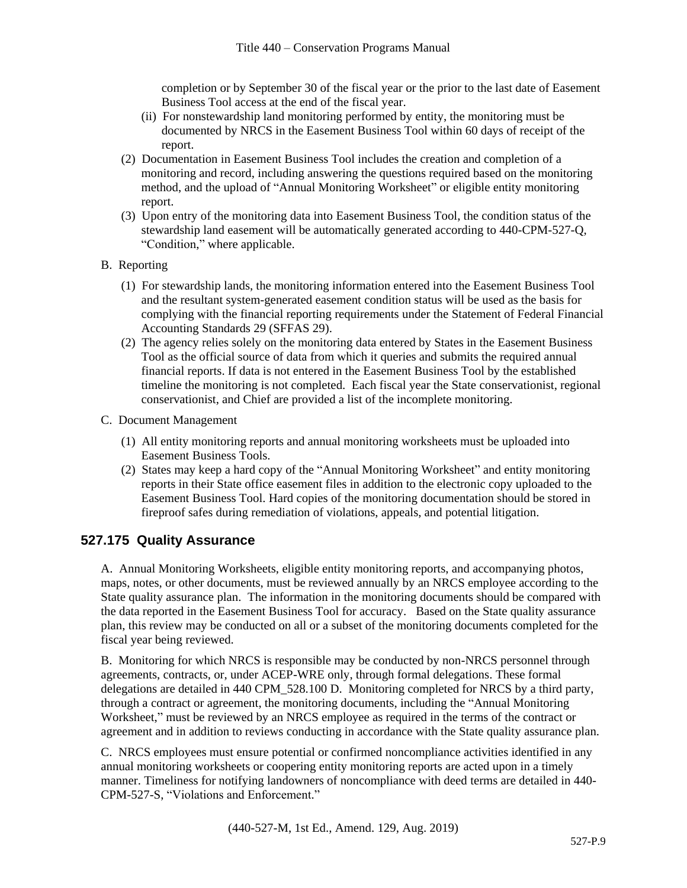completion or by September 30 of the fiscal year or the prior to the last date of Easement Business Tool access at the end of the fiscal year.

(ii) For nonstewardship land monitoring performed by entity, the monitoring must be documented by NRCS in the Easement Business Tool within 60 days of receipt of the report.

(2) Documentation in Easement Business Tool includes the creation and completion of a monitoring and record, including answering the questions required based on the monitoring method, and the upload of "Annual Monitoring Worksheet" or eligible entity monitoring report.

(3) Upon entry of the monitoring data into Easement Business Tool, the condition status of the stewardship land easement will be automatically generated according to 440-CPM-527-Q, "Condition," where applicable.

B. Reporting

(1) For stewardship lands, the monitoring information entered into the Easement Business Tool and the resultant system-generated easement condition status will be used as the basis for complying with the financial reporting requirements under the Statement of Federal Financial Accounting Standards 29 (SFFAS 29).

(2) The agency relies solely on the monitoring data entered by States in the Easement Business Tool as the official source of data from which it queries and submits the required annual financial reports. If data is not entered in the Easement Business Tool by the established timeline the monitoring is not completed. Each fiscal year the State conservationist, regional conservationist, and Chief are provided a list of the incomplete monitoring.

C. Document Management

(1) All entity monitoring reports and annual monitoring worksheets must be uploaded into Easement Business Tools.

(2) States may keep a hard copy of the "Annual Monitoring Worksheet" and entity monitoring reports in their State office easement files in addition to the electronic copy uploaded to the Easement Business Tool. Hard copies of the monitoring documentation should be stored in fireproof safes during remediation of violations, appeals, and potential litigation.

## 527.175 Quality Assurance

A. Annual Monitoring Worksheets, eligible entity monitoring reports, and accompanying photos, maps, notes, or other documents, must be reviewed annually by an NRCS employee according to the State quality assurance plan. The information in the monitoring documents should be compared with the data reported in the Easement Business Tool for accuracy. Based on the State quality assurance plan, this review may be conducted on all or a subset of the monitoring documents completed for the fiscal year being reviewed.

B. Monitoring for which NRCS is responsible may be conducted by non-NRCS personnel through agreements, contracts, or, under ACEP-WRE only, through formal delegations. These formal delegations are detailed in 440 CPM_528.100 D. Monitoring completed for NRCS by a third party, through a contract or agreement, the monitoring documents, including the "Annual Monitoring Worksheet," must be reviewed by an NRCS employee as required in the terms of the contract or agreement and in addition to reviews conducting in accordance with the State quality assurance plan.

C. NRCS employees must ensure potential or confirmed noncompliance activities identified in any annual monitoring worksheets or coopering entity monitoring reports are acted upon in a timely manner. Timeliness for notifying landowners of noncompliance with deed terms are detailed in 440-CPM-527-S, "Violations and Enforcement."

(440-527-M, 1st Ed., Amend. 129, Aug. 2019)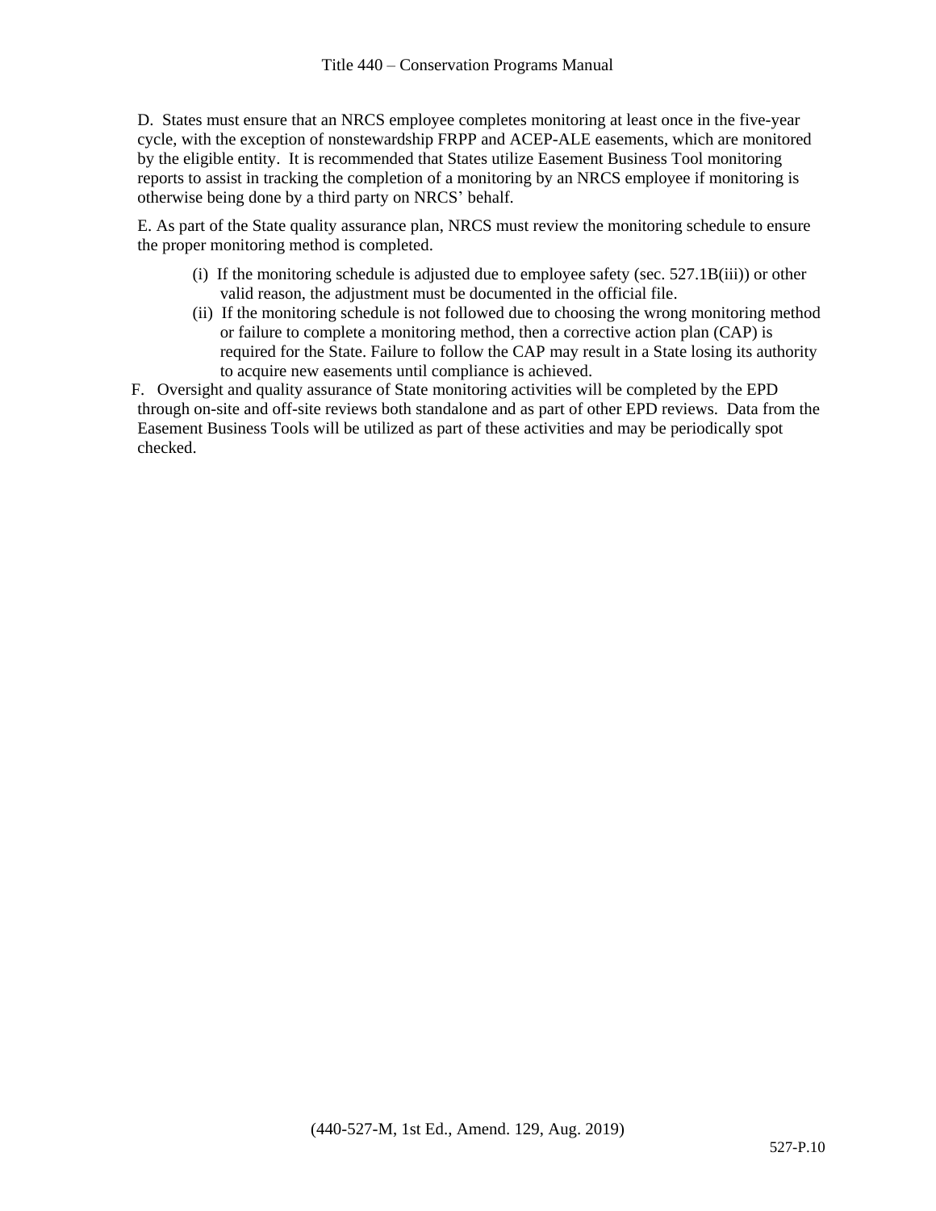D. States must ensure that an NRCS employee completes monitoring at least once in the five-year cycle, with the exception of nonstewardship FRPP and ACEP-ALE easements, which are monitored by the eligible entity. It is recommended that States utilize Easement Business Tool monitoring reports to assist in tracking the completion of a monitoring by an NRCS employee if monitoring is otherwise being done by a third party on NRCS' behalf.

E. As part of the State quality assurance plan, NRCS must review the monitoring schedule to ensure the proper monitoring method is completed.

(i) If the monitoring schedule is adjusted due to employee safety (sec. 527.1B(iii)) or other valid reason, the adjustment must be documented in the official file.

(ii) If the monitoring schedule is not followed due to choosing the wrong monitoring method or failure to complete a monitoring method, then a corrective action plan (CAP) is required for the State. Failure to follow the CAP may result in a State losing its authority to acquire new easements until compliance is achieved.

F. Oversight and quality assurance of State monitoring activities will be completed by the EPD through on-site and off-site reviews both standalone and as part of other EPD reviews. Data from the Easement Business Tools will be utilized as part of these activities and may be periodically spot checked.